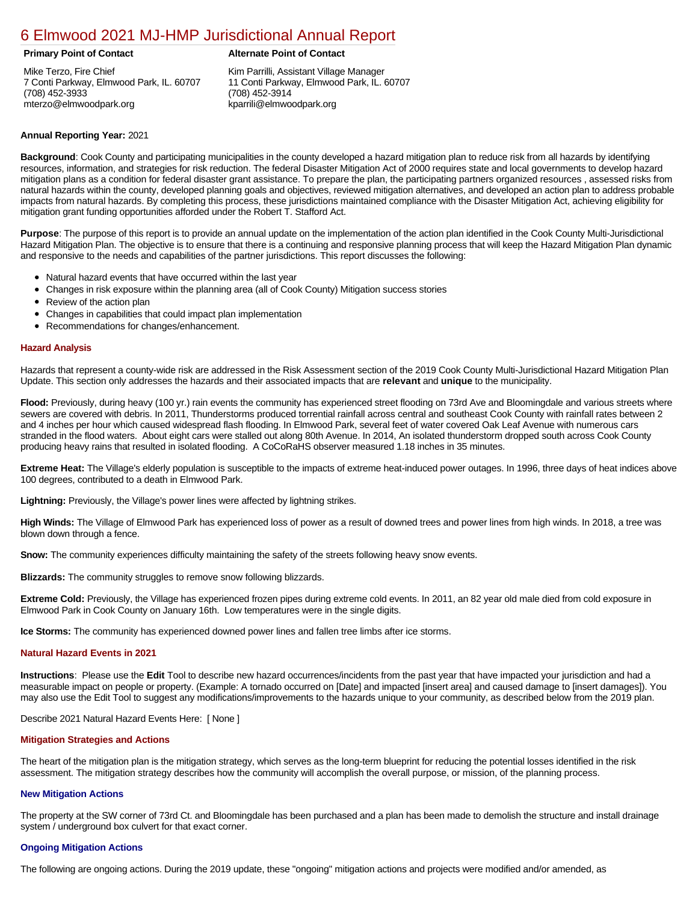# 6 Elmwood 2021 MJ-HMP Jurisdictional Annual Report

**Primary Point of Contact**

Mike Terzo, Fire Chief
7 Conti Parkway, Elmwood Park, IL. 60707
(708) 452-3933
mterzo@elmwoodpark.org

**Alternate Point of Contact**

Kim Parrilli, Assistant Village Manager
11 Conti Parkway, Elmwood Park, IL. 60707
(708) 452-3914
kparrili@elmwoodpark.org

**Annual Reporting Year:** 2021

**Background**: Cook County and participating municipalities in the county developed a hazard mitigation plan to reduce risk from all hazards by identifying resources, information, and strategies for risk reduction. The federal Disaster Mitigation Act of 2000 requires state and local governments to develop hazard mitigation plans as a condition for federal disaster grant assistance. To prepare the plan, the participating partners organized resources , assessed risks from natural hazards within the county, developed planning goals and objectives, reviewed mitigation alternatives, and developed an action plan to address probable impacts from natural hazards. By completing this process, these jurisdictions maintained compliance with the Disaster Mitigation Act, achieving eligibility for mitigation grant funding opportunities afforded under the Robert T. Stafford Act.

**Purpose**: The purpose of this report is to provide an annual update on the implementation of the action plan identified in the Cook County Multi-Jurisdictional Hazard Mitigation Plan. The objective is to ensure that there is a continuing and responsive planning process that will keep the Hazard Mitigation Plan dynamic and responsive to the needs and capabilities of the partner jurisdictions. This report discusses the following:

- Natural hazard events that have occurred within the last year
- Changes in risk exposure within the planning area (all of Cook County) Mitigation success stories
- Review of the action plan
- Changes in capabilities that could impact plan implementation
- Recommendations for changes/enhancement.

### Hazard Analysis

Hazards that represent a county-wide risk are addressed in the Risk Assessment section of the 2019 Cook County Multi-Jurisdictional Hazard Mitigation Plan Update. This section only addresses the hazards and their associated impacts that are **relevant** and **unique** to the municipality.

**Flood:** Previously, during heavy (100 yr.) rain events the community has experienced street flooding on 73rd Ave and Bloomingdale and various streets where sewers are covered with debris. In 2011, Thunderstorms produced torrential rainfall across central and southeast Cook County with rainfall rates between 2 and 4 inches per hour which caused widespread flash flooding. In Elmwood Park, several feet of water covered Oak Leaf Avenue with numerous cars stranded in the flood waters. About eight cars were stalled out along 80th Avenue. In 2014, An isolated thunderstorm dropped south across Cook County producing heavy rains that resulted in isolated flooding. A CoCoRaHS observer measured 1.18 inches in 35 minutes.

**Extreme Heat:** The Village's elderly population is susceptible to the impacts of extreme heat-induced power outages. In 1996, three days of heat indices above 100 degrees, contributed to a death in Elmwood Park.

**Lightning:** Previously, the Village's power lines were affected by lightning strikes.

**High Winds:** The Village of Elmwood Park has experienced loss of power as a result of downed trees and power lines from high winds. In 2018, a tree was blown down through a fence.

**Snow:** The community experiences difficulty maintaining the safety of the streets following heavy snow events.

**Blizzards:** The community struggles to remove snow following blizzards.

**Extreme Cold:** Previously, the Village has experienced frozen pipes during extreme cold events. In 2011, an 82 year old male died from cold exposure in Elmwood Park in Cook County on January 16th. Low temperatures were in the single digits.

**Ice Storms:** The community has experienced downed power lines and fallen tree limbs after ice storms.

### Natural Hazard Events in 2021

**Instructions**: Please use the **Edit** Tool to describe new hazard occurrences/incidents from the past year that have impacted your jurisdiction and had a measurable impact on people or property. (Example: A tornado occurred on [Date] and impacted [insert area] and caused damage to [insert damages]). You may also use the Edit Tool to suggest any modifications/improvements to the hazards unique to your community, as described below from the 2019 plan.

Describe 2021 Natural Hazard Events Here: [ None ]

### Mitigation Strategies and Actions

The heart of the mitigation plan is the mitigation strategy, which serves as the long-term blueprint for reducing the potential losses identified in the risk assessment. The mitigation strategy describes how the community will accomplish the overall purpose, or mission, of the planning process.

### New Mitigation Actions

The property at the SW corner of 73rd Ct. and Bloomingdale has been purchased and a plan has been made to demolish the structure and install drainage system / underground box culvert for that exact corner.

### Ongoing Mitigation Actions

The following are ongoing actions. During the 2019 update, these "ongoing" mitigation actions and projects were modified and/or amended, as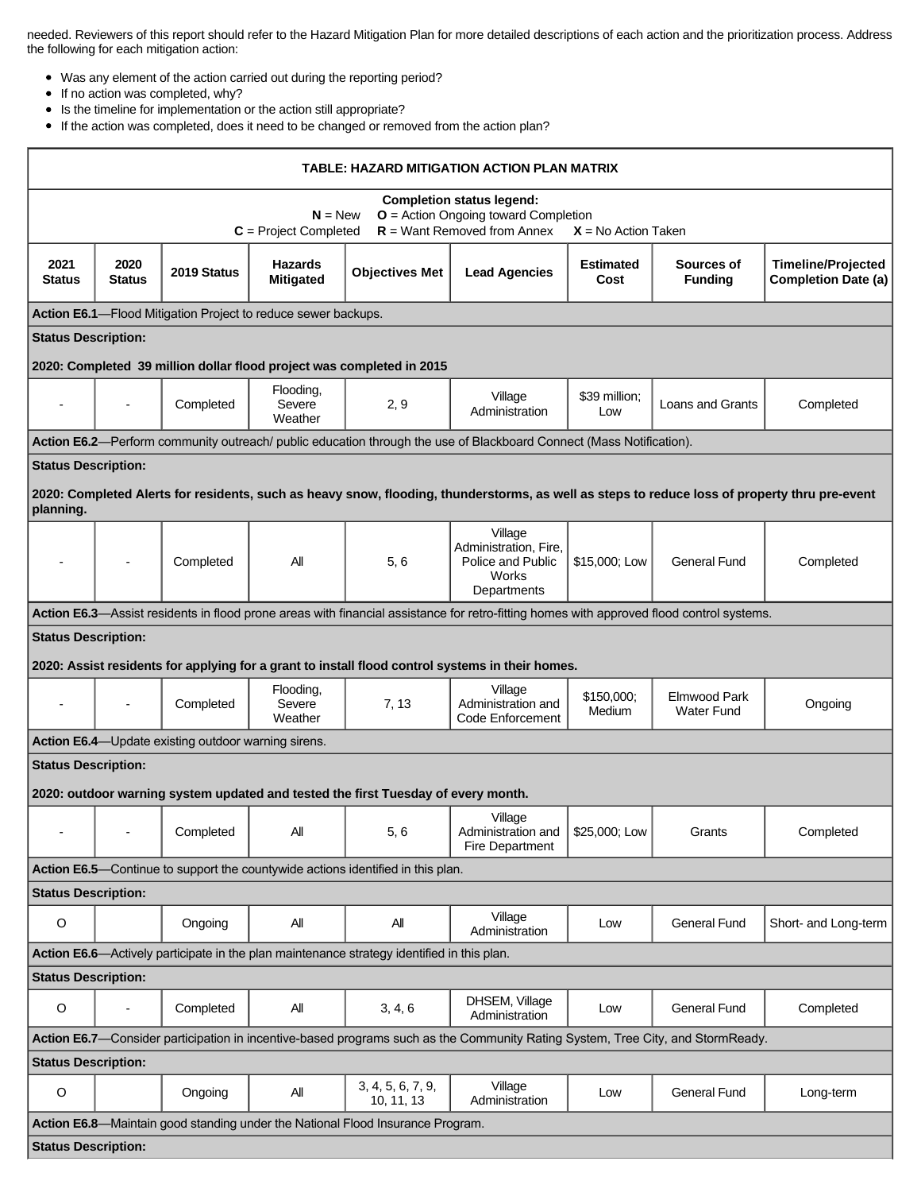needed. Reviewers of this report should refer to the Hazard Mitigation Plan for more detailed descriptions of each action and the prioritization process. Address the following for each mitigation action:

- Was any element of the action carried out during the reporting period?
- If no action was completed, why?
- Is the timeline for implementation or the action still appropriate?
- If the action was completed, does it need to be changed or removed from the action plan?

**TABLE: HAZARD MITIGATION ACTION PLAN MATRIX**

**Completion status legend:**
**N** = New **O** = Action Ongoing toward Completion
**C** = Project Completed **R** = Want Removed from Annex **X** = No Action Taken

| 2021 Status | 2020 Status | 2019 Status | Hazards Mitigated | Objectives Met | Lead Agencies | Estimated Cost | Sources of Funding | Timeline/Projected Completion Date (a) |
|---|---|---|---|---|---|---|---|---|
| **Action E6.1**—Flood Mitigation Project to reduce sewer backups. | | | | | | | | |
| **Status Description:** **2020: Completed 39 million dollar flood project was completed in 2015** | | | | | | | | |
| - | - | Completed | Flooding, Severe Weather | 2, 9 | Village Administration | $39 million; Low | Loans and Grants | Completed |
| **Action E6.2**—Perform community outreach/ public education through the use of Blackboard Connect (Mass Notification). | | | | | | | | |
| **Status Description:** **2020: Completed Alerts for residents, such as heavy snow, flooding, thunderstorms, as well as steps to reduce loss of property thru pre-event planning.** | | | | | | | | |
| - | - | Completed | All | 5, 6 | Village Administration, Fire, Police and Public Works Departments | $15,000; Low | General Fund | Completed |
| **Action E6.3**—Assist residents in flood prone areas with financial assistance for retro-fitting homes with approved flood control systems. | | | | | | | | |
| **Status Description:** **2020: Assist residents for applying for a grant to install flood control systems in their homes.** | | | | | | | | |
| - | - | Completed | Flooding, Severe Weather | 7, 13 | Village Administration and Code Enforcement | $150,000; Medium | Elmwood Park Water Fund | Ongoing |
| **Action E6.4**—Update existing outdoor warning sirens. | | | | | | | | |
| **Status Description:** **2020: outdoor warning system updated and tested the first Tuesday of every month.** | | | | | | | | |
| - | - | Completed | All | 5, 6 | Village Administration and Fire Department | $25,000; Low | Grants | Completed |
| **Action E6.5**—Continue to support the countywide actions identified in this plan. | | | | | | | | |
| **Status Description:** | | | | | | | | |
| O | | Ongoing | All | All | Village Administration | Low | General Fund | Short- and Long-term |
| **Action E6.6**—Actively participate in the plan maintenance strategy identified in this plan. | | | | | | | | |
| **Status Description:** | | | | | | | | |
| O | - | Completed | All | 3, 4, 6 | DHSEM, Village Administration | Low | General Fund | Completed |
| **Action E6.7**—Consider participation in incentive-based programs such as the Community Rating System, Tree City, and StormReady. | | | | | | | | |
| **Status Description:** | | | | | | | | |
| O | | Ongoing | All | 3, 4, 5, 6, 7, 9, 10, 11, 13 | Village Administration | Low | General Fund | Long-term |
| **Action E6.8**—Maintain good standing under the National Flood Insurance Program. | | | | | | | | |
| **Status Description:** | | | | | | | | |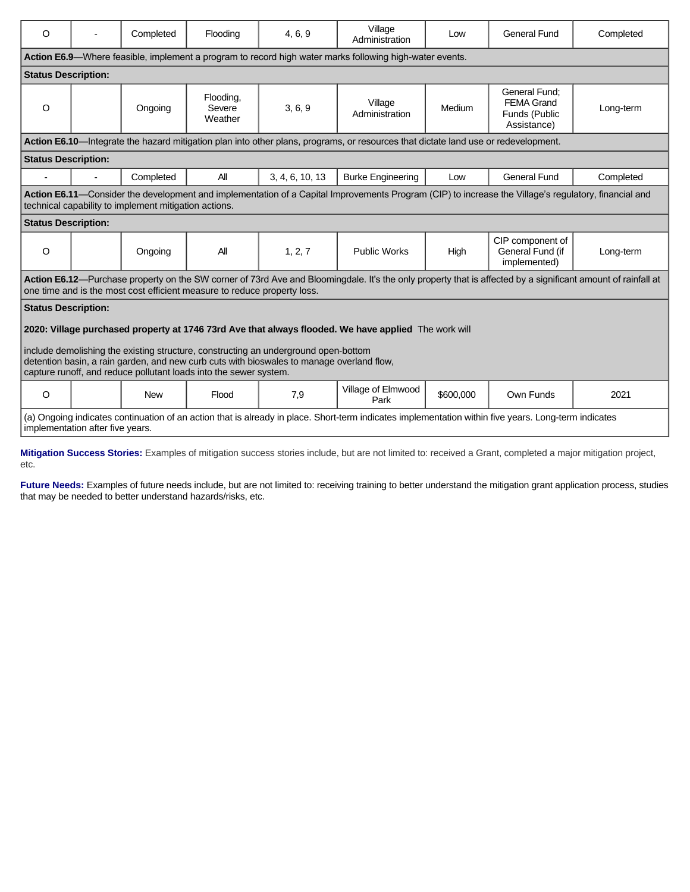| | | | | | | | | |
|---|---|---|---|---|---|---|---|---|
| O | - | Completed | Flooding | 4, 6, 9 | Village Administration | Low | General Fund | Completed |
| **Action E6.9**—Where feasible, implement a program to record high water marks following high-water events. | | | | | | | | |
| **Status Description:** | | | | | | | | |
| O | | Ongoing | Flooding, Severe Weather | 3, 6, 9 | Village Administration | Medium | General Fund; FEMA Grand Funds (Public Assistance) | Long-term |
| **Action E6.10**—Integrate the hazard mitigation plan into other plans, programs, or resources that dictate land use or redevelopment. | | | | | | | | |
| **Status Description:** | | | | | | | | |
| - | - | Completed | All | 3, 4, 6, 10, 13 | Burke Engineering | Low | General Fund | Completed |
| **Action E6.11**—Consider the development and implementation of a Capital Improvements Program (CIP) to increase the Village's regulatory, financial and technical capability to implement mitigation actions. | | | | | | | | |
| **Status Description:** | | | | | | | | |
| O | | Ongoing | All | 1, 2, 7 | Public Works | High | CIP component of General Fund (if implemented) | Long-term |
| **Action E6.12**—Purchase property on the SW corner of 73rd Ave and Bloomingdale. It's the only property that is affected by a significant amount of rainfall at one time and is the most cost efficient measure to reduce property loss. | | | | | | | | |
| **Status Description:** **2020: Village purchased property at 1746 73rd Ave that always flooded. We have applied** The work will include demolishing the existing structure, constructing an underground open-bottom detention basin, a rain garden, and new curb cuts with bioswales to manage overland flow, capture runoff, and reduce pollutant loads into the sewer system. | | | | | | | | |
| O | | New | Flood | 7,9 | Village of Elmwood Park | $600,000 | Own Funds | 2021 |
| (a) Ongoing indicates continuation of an action that is already in place. Short-term indicates implementation within five years. Long-term indicates implementation after five years. | | | | | | | | |

**Mitigation Success Stories:** Examples of mitigation success stories include, but are not limited to: received a Grant, completed a major mitigation project, etc.

**Future Needs:** Examples of future needs include, but are not limited to: receiving training to better understand the mitigation grant application process, studies that may be needed to better understand hazards/risks, etc.